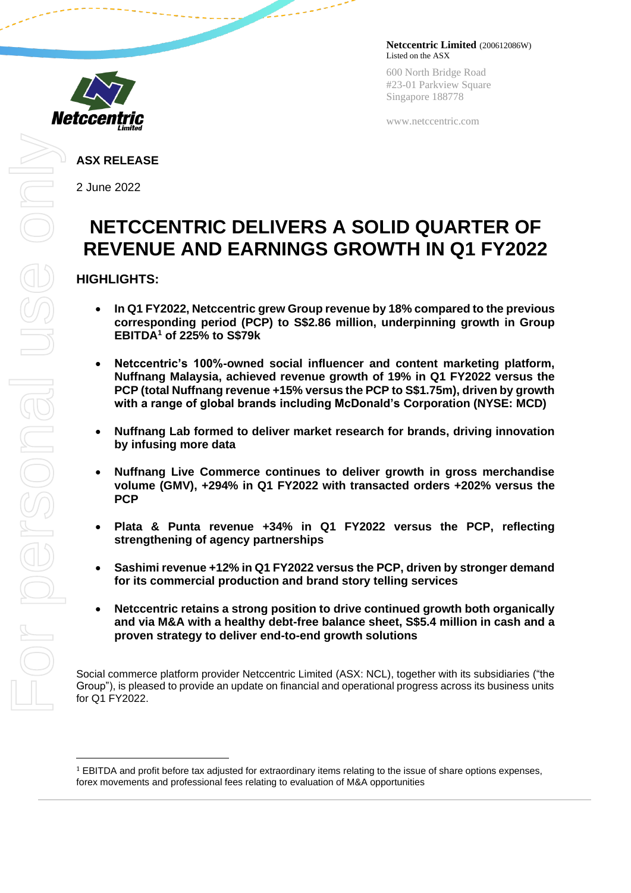**Netccentric Limited** (200612086W)
Listed on the ASX

600 North Bridge Road
#23-01 Parkview Square
Singapore 188778

www.netccentric.com

**ASX RELEASE**

2 June 2022

# NETCCENTRIC DELIVERS A SOLID QUARTER OF REVENUE AND EARNINGS GROWTH IN Q1 FY2022

## HIGHLIGHTS:

- **In Q1 FY2022, Netccentric grew Group revenue by 18% compared to the previous corresponding period (PCP) to S$2.86 million, underpinning growth in Group EBITDA[1] of 225% to S$79k**

- **Netccentric's 100%-owned social influencer and content marketing platform, Nuffnang Malaysia, achieved revenue growth of 19% in Q1 FY2022 versus the PCP (total Nuffnang revenue +15% versus the PCP to S$1.75m), driven by growth with a range of global brands including McDonald's Corporation (NYSE: MCD)**

- **Nuffnang Lab formed to deliver market research for brands, driving innovation by infusing more data**

- **Nuffnang Live Commerce continues to deliver growth in gross merchandise volume (GMV), +294% in Q1 FY2022 with transacted orders +202% versus the PCP**

- **Plata & Punta revenue +34% in Q1 FY2022 versus the PCP, reflecting strengthening of agency partnerships**

- **Sashimi revenue +12% in Q1 FY2022 versus the PCP, driven by stronger demand for its commercial production and brand story telling services**

- **Netccentric retains a strong position to drive continued growth both organically and via M&A with a healthy debt-free balance sheet, S$5.4 million in cash and a proven strategy to deliver end-to-end growth solutions**

Social commerce platform provider Netccentric Limited (ASX: NCL), together with its subsidiaries ("the Group"), is pleased to provide an update on financial and operational progress across its business units for Q1 FY2022.

---

[1] EBITDA and profit before tax adjusted for extraordinary items relating to the issue of share options expenses, forex movements and professional fees relating to evaluation of M&A opportunities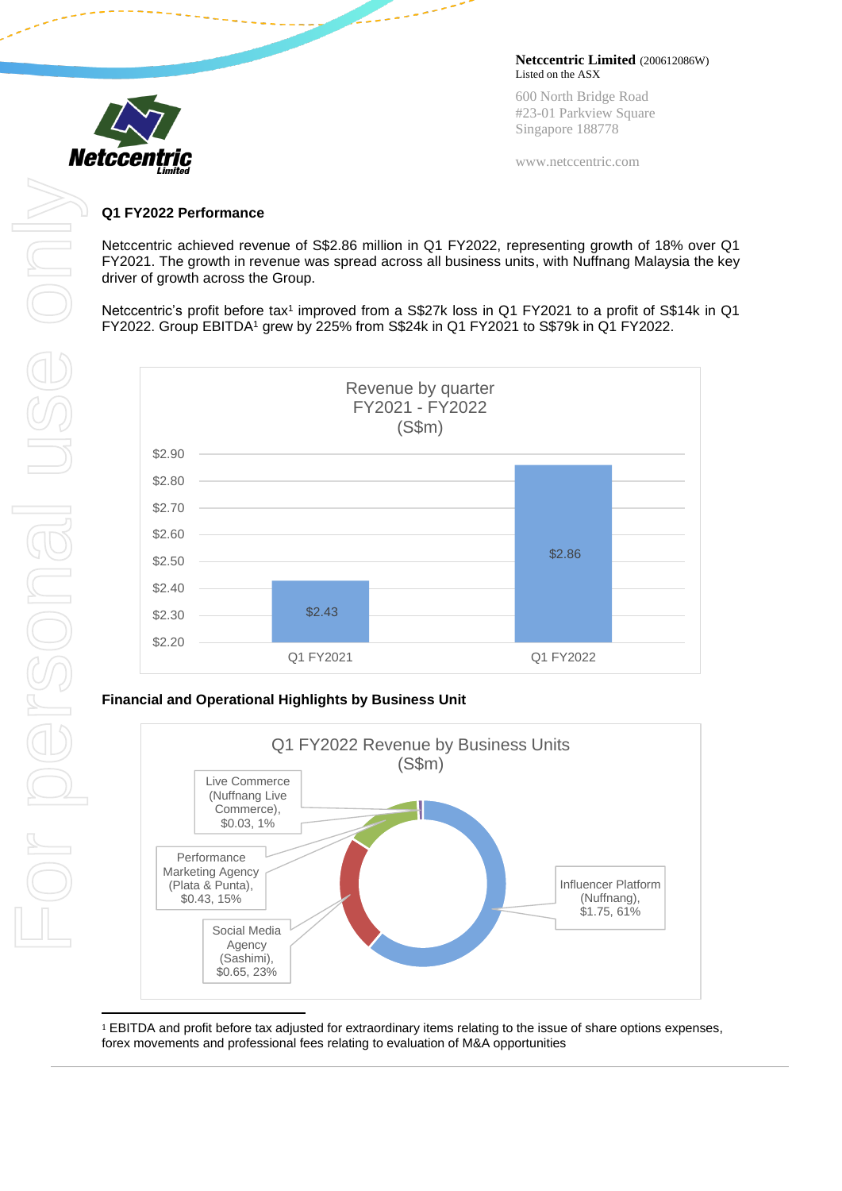**Netccentric Limited** (200612086W)
Listed on the ASX

600 North Bridge Road
#23-01 Parkview Square
Singapore 188778

www.netccentric.com

## Q1 FY2022 Performance

Netccentric achieved revenue of S$2.86 million in Q1 FY2022, representing growth of 18% over Q1 FY2021. The growth in revenue was spread across all business units, with Nuffnang Malaysia the key driver of growth across the Group.

Netccentric's profit before tax[1] improved from a S$27k loss in Q1 FY2021 to a profit of S$14k in Q1 FY2022. Group EBITDA[1] grew by 225% from S$24k in Q1 FY2021 to S$79k in Q1 FY2022.

**Revenue by quarter FY2021 - FY2022 (S$m)**

| Quarter | Revenue (S$m) |
|---|---|
| Q1 FY2021 | $2.43 |
| Q1 FY2022 | $2.86 |

## Financial and Operational Highlights by Business Unit

**Q1 FY2022 Revenue by Business Units (S$m)**

| Business Unit | Revenue (S$m) | Share |
|---|---|---|
| Influencer Platform (Nuffnang) | $1.75 | 61% |
| Social Media Agency (Sashimi) | $0.65 | 23% |
| Performance Marketing Agency (Plata & Punta) | $0.43 | 15% |
| Live Commerce (Nuffnang Live Commerce) | $0.03 | 1% |

[1] EBITDA and profit before tax adjusted for extraordinary items relating to the issue of share options expenses, forex movements and professional fees relating to evaluation of M&A opportunities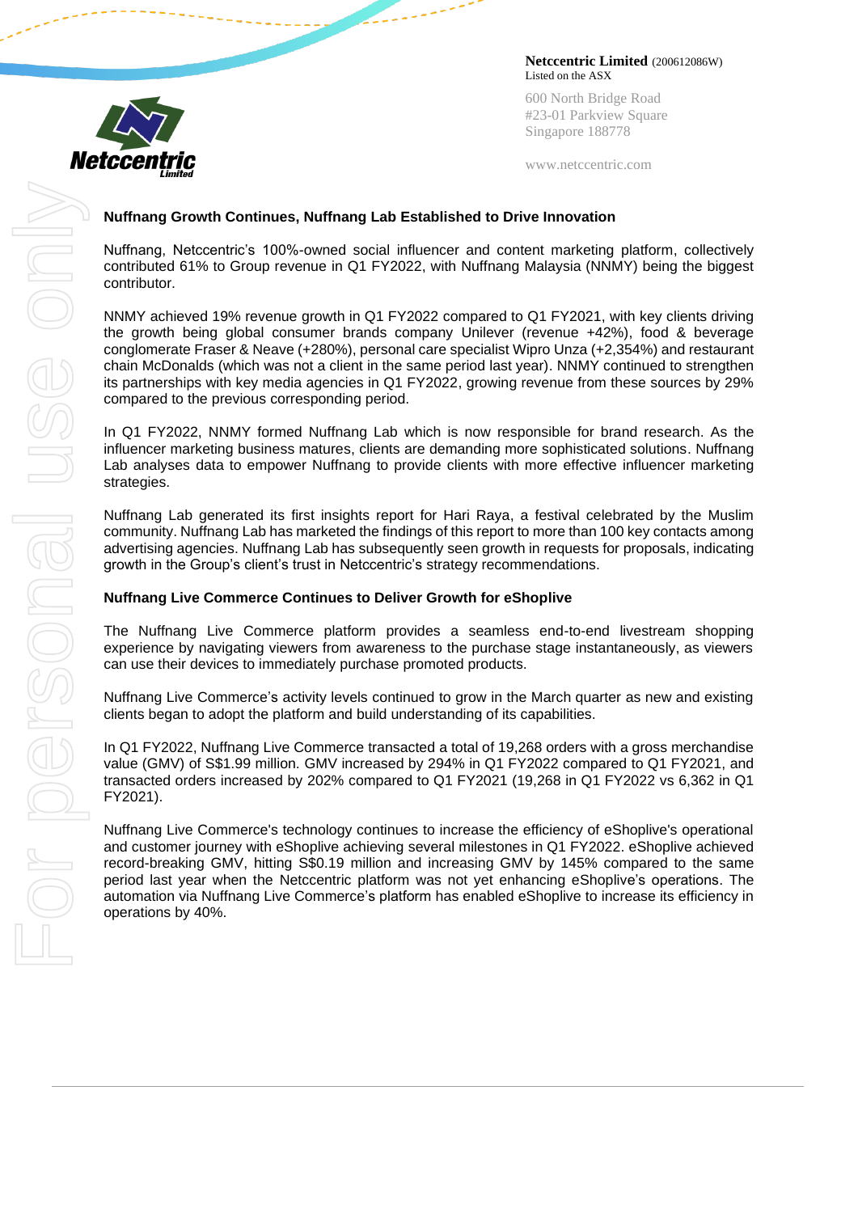## Nuffnang Growth Continues, Nuffnang Lab Established to Drive Innovation

Nuffnang, Netccentric's 100%-owned social influencer and content marketing platform, collectively contributed 61% to Group revenue in Q1 FY2022, with Nuffnang Malaysia (NNMY) being the biggest contributor.

NNMY achieved 19% revenue growth in Q1 FY2022 compared to Q1 FY2021, with key clients driving the growth being global consumer brands company Unilever (revenue +42%), food & beverage conglomerate Fraser & Neave (+280%), personal care specialist Wipro Unza (+2,354%) and restaurant chain McDonalds (which was not a client in the same period last year). NNMY continued to strengthen its partnerships with key media agencies in Q1 FY2022, growing revenue from these sources by 29% compared to the previous corresponding period.

In Q1 FY2022, NNMY formed Nuffnang Lab which is now responsible for brand research. As the influencer marketing business matures, clients are demanding more sophisticated solutions. Nuffnang Lab analyses data to empower Nuffnang to provide clients with more effective influencer marketing strategies.

Nuffnang Lab generated its first insights report for Hari Raya, a festival celebrated by the Muslim community. Nuffnang Lab has marketed the findings of this report to more than 100 key contacts among advertising agencies. Nuffnang Lab has subsequently seen growth in requests for proposals, indicating growth in the Group's client's trust in Netccentric's strategy recommendations.

## Nuffnang Live Commerce Continues to Deliver Growth for eShoplive

The Nuffnang Live Commerce platform provides a seamless end-to-end livestream shopping experience by navigating viewers from awareness to the purchase stage instantaneously, as viewers can use their devices to immediately purchase promoted products.

Nuffnang Live Commerce's activity levels continued to grow in the March quarter as new and existing clients began to adopt the platform and build understanding of its capabilities.

In Q1 FY2022, Nuffnang Live Commerce transacted a total of 19,268 orders with a gross merchandise value (GMV) of S$1.99 million. GMV increased by 294% in Q1 FY2022 compared to Q1 FY2021, and transacted orders increased by 202% compared to Q1 FY2021 (19,268 in Q1 FY2022 vs 6,362 in Q1 FY2021).

Nuffnang Live Commerce's technology continues to increase the efficiency of eShoplive's operational and customer journey with eShoplive achieving several milestones in Q1 FY2022. eShoplive achieved record-breaking GMV, hitting S$0.19 million and increasing GMV by 145% compared to the same period last year when the Netccentric platform was not yet enhancing eShoplive's operations. The automation via Nuffnang Live Commerce's platform has enabled eShoplive to increase its efficiency in operations by 40%.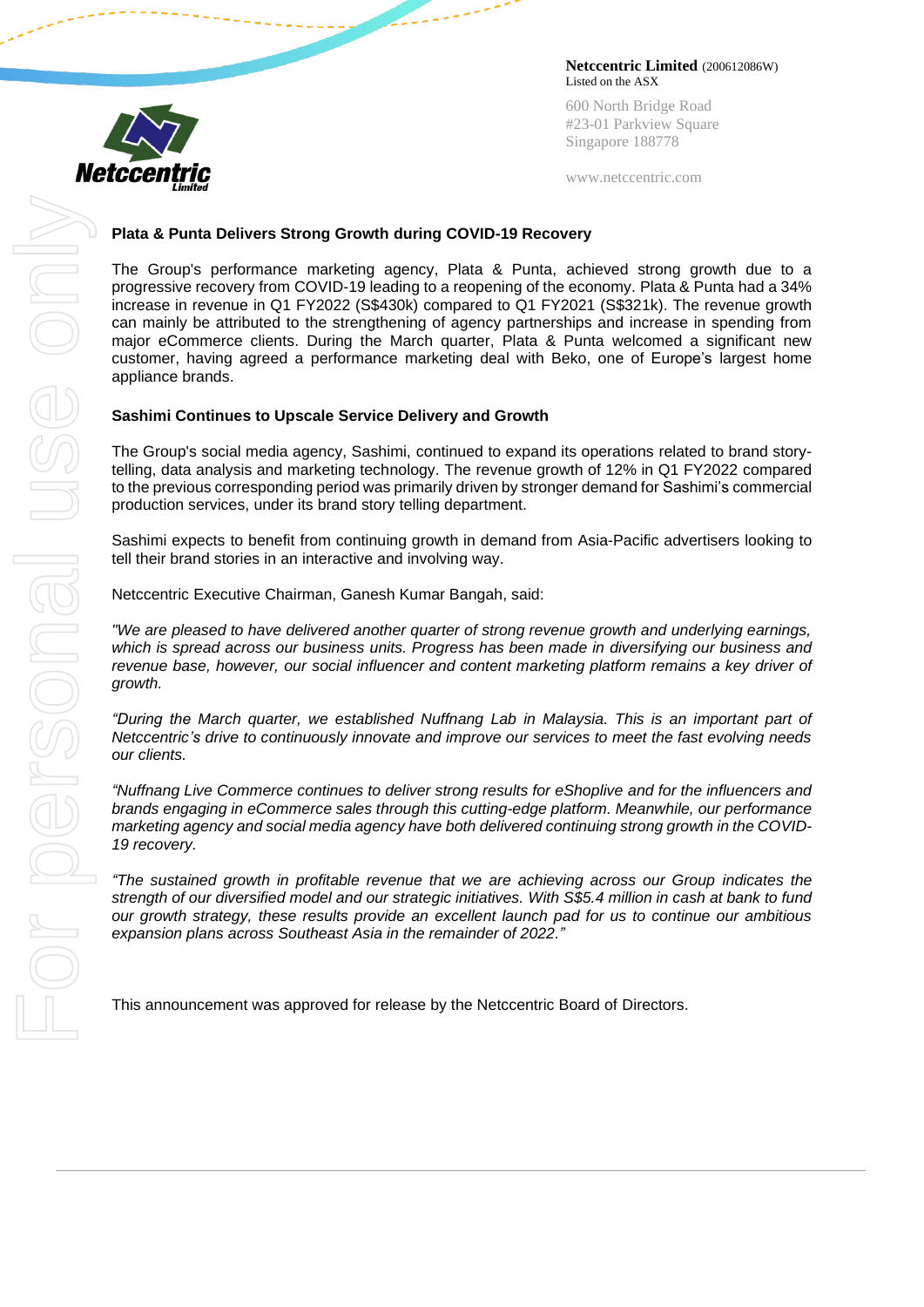## Plata & Punta Delivers Strong Growth during COVID-19 Recovery

The Group's performance marketing agency, Plata & Punta, achieved strong growth due to a progressive recovery from COVID-19 leading to a reopening of the economy. Plata & Punta had a 34% increase in revenue in Q1 FY2022 (S$430k) compared to Q1 FY2021 (S$321k). The revenue growth can mainly be attributed to the strengthening of agency partnerships and increase in spending from major eCommerce clients. During the March quarter, Plata & Punta welcomed a significant new customer, having agreed a performance marketing deal with Beko, one of Europe's largest home appliance brands.

## Sashimi Continues to Upscale Service Delivery and Growth

The Group's social media agency, Sashimi, continued to expand its operations related to brand story-telling, data analysis and marketing technology. The revenue growth of 12% in Q1 FY2022 compared to the previous corresponding period was primarily driven by stronger demand for Sashimi's commercial production services, under its brand story telling department.

Sashimi expects to benefit from continuing growth in demand from Asia-Pacific advertisers looking to tell their brand stories in an interactive and involving way.

Netccentric Executive Chairman, Ganesh Kumar Bangah, said:

*"We are pleased to have delivered another quarter of strong revenue growth and underlying earnings, which is spread across our business units. Progress has been made in diversifying our business and revenue base, however, our social influencer and content marketing platform remains a key driver of growth.*

*"During the March quarter, we established Nuffnang Lab in Malaysia. This is an important part of Netccentric's drive to continuously innovate and improve our services to meet the fast evolving needs our clients.*

*"Nuffnang Live Commerce continues to deliver strong results for eShoplive and for the influencers and brands engaging in eCommerce sales through this cutting-edge platform. Meanwhile, our performance marketing agency and social media agency have both delivered continuing strong growth in the COVID-19 recovery.*

*"The sustained growth in profitable revenue that we are achieving across our Group indicates the strength of our diversified model and our strategic initiatives. With S$5.4 million in cash at bank to fund our growth strategy, these results provide an excellent launch pad for us to continue our ambitious expansion plans across Southeast Asia in the remainder of 2022."*

This announcement was approved for release by the Netccentric Board of Directors.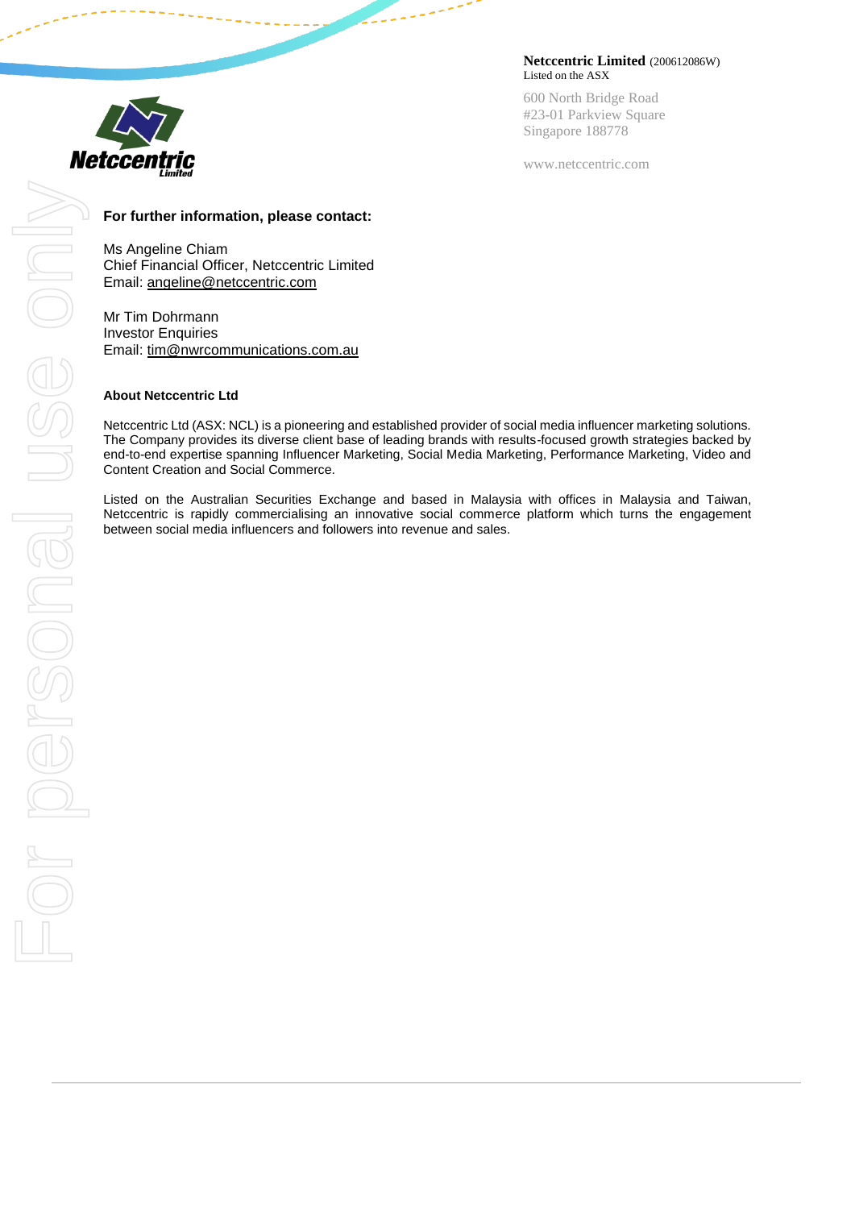**Netccentric Limited** (200612086W)
Listed on the ASX

600 North Bridge Road
#23-01 Parkview Square
Singapore 188778

www.netccentric.com

**For further information, please contact:**

Ms Angeline Chiam
Chief Financial Officer, Netccentric Limited
Email: angeline@netccentric.com

Mr Tim Dohrmann
Investor Enquiries
Email: tim@nwrcommunications.com.au

**About Netccentric Ltd**

Netccentric Ltd (ASX: NCL) is a pioneering and established provider of social media influencer marketing solutions. The Company provides its diverse client base of leading brands with results-focused growth strategies backed by end-to-end expertise spanning Influencer Marketing, Social Media Marketing, Performance Marketing, Video and Content Creation and Social Commerce.

Listed on the Australian Securities Exchange and based in Malaysia with offices in Malaysia and Taiwan, Netccentric is rapidly commercialising an innovative social commerce platform which turns the engagement between social media influencers and followers into revenue and sales.